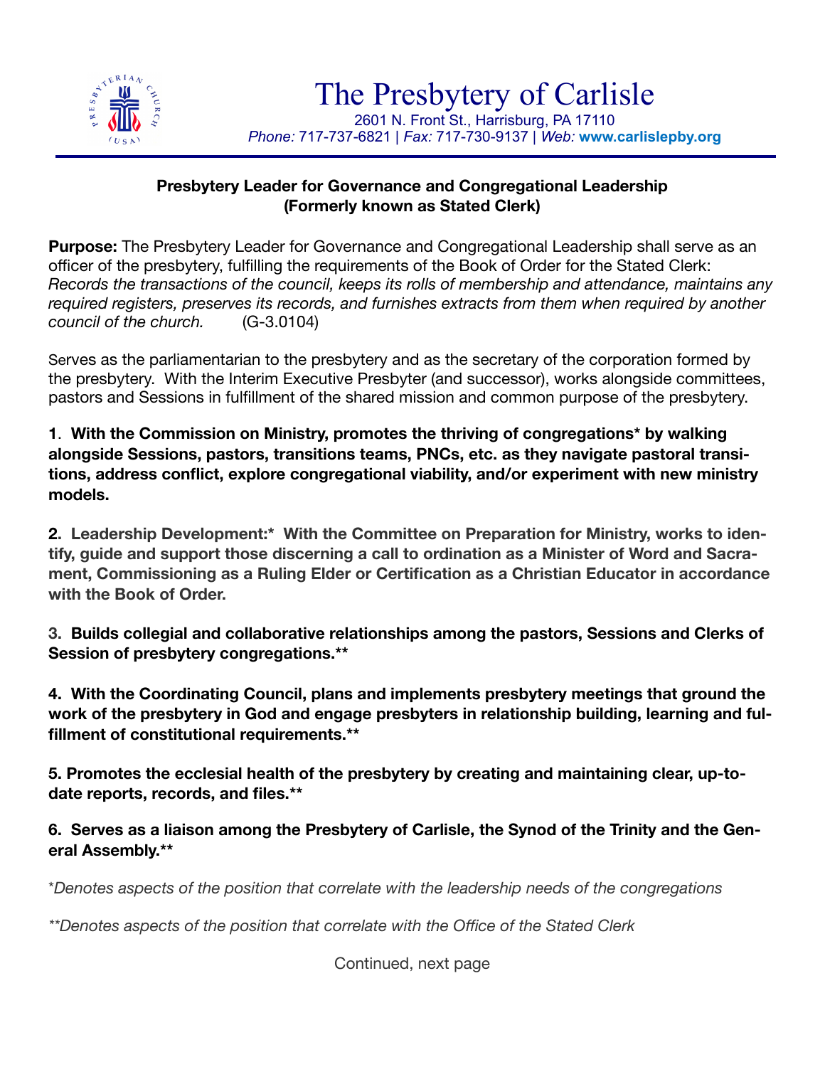# The Presbytery of Carlisle

2601 N. Front St., Harrisburg, PA 17110
*Phone:* 717-737-6821 | *Fax:* 717-730-9137 | *Web:* **www.carlislepby.org**

**Presbytery Leader for Governance and Congregational Leadership**
**(Formerly known as Stated Clerk)**

**Purpose:** The Presbytery Leader for Governance and Congregational Leadership shall serve as an officer of the presbytery, fulfilling the requirements of the Book of Order for the Stated Clerk: *Records the transactions of the council, keeps its rolls of membership and attendance, maintains any required registers, preserves its records, and furnishes extracts from them when required by another council of the church.* (G-3.0104)

Serves as the parliamentarian to the presbytery and as the secretary of the corporation formed by the presbytery. With the Interim Executive Presbyter (and successor), works alongside committees, pastors and Sessions in fulfillment of the shared mission and common purpose of the presbytery.

**1. With the Commission on Ministry, promotes the thriving of congregations* by walking alongside Sessions, pastors, transitions teams, PNCs, etc. as they navigate pastoral transitions, address conflict, explore congregational viability, and/or experiment with new ministry models.**

**2. Leadership Development:* With the Committee on Preparation for Ministry, works to identify, guide and support those discerning a call to ordination as a Minister of Word and Sacrament, Commissioning as a Ruling Elder or Certification as a Christian Educator in accordance with the Book of Order.**

**3. Builds collegial and collaborative relationships among the pastors, Sessions and Clerks of Session of presbytery congregations.****

**4. With the Coordinating Council, plans and implements presbytery meetings that ground the work of the presbytery in God and engage presbyters in relationship building, learning and fulfillment of constitutional requirements.****

**5. Promotes the ecclesial health of the presbytery by creating and maintaining clear, up-to-date reports, records, and files.****

**6. Serves as a liaison among the Presbytery of Carlisle, the Synod of the Trinity and the General Assembly.****

*Denotes aspects of the position that correlate with the leadership needs of the congregations

**Denotes aspects of the position that correlate with the Office of the Stated Clerk

Continued, next page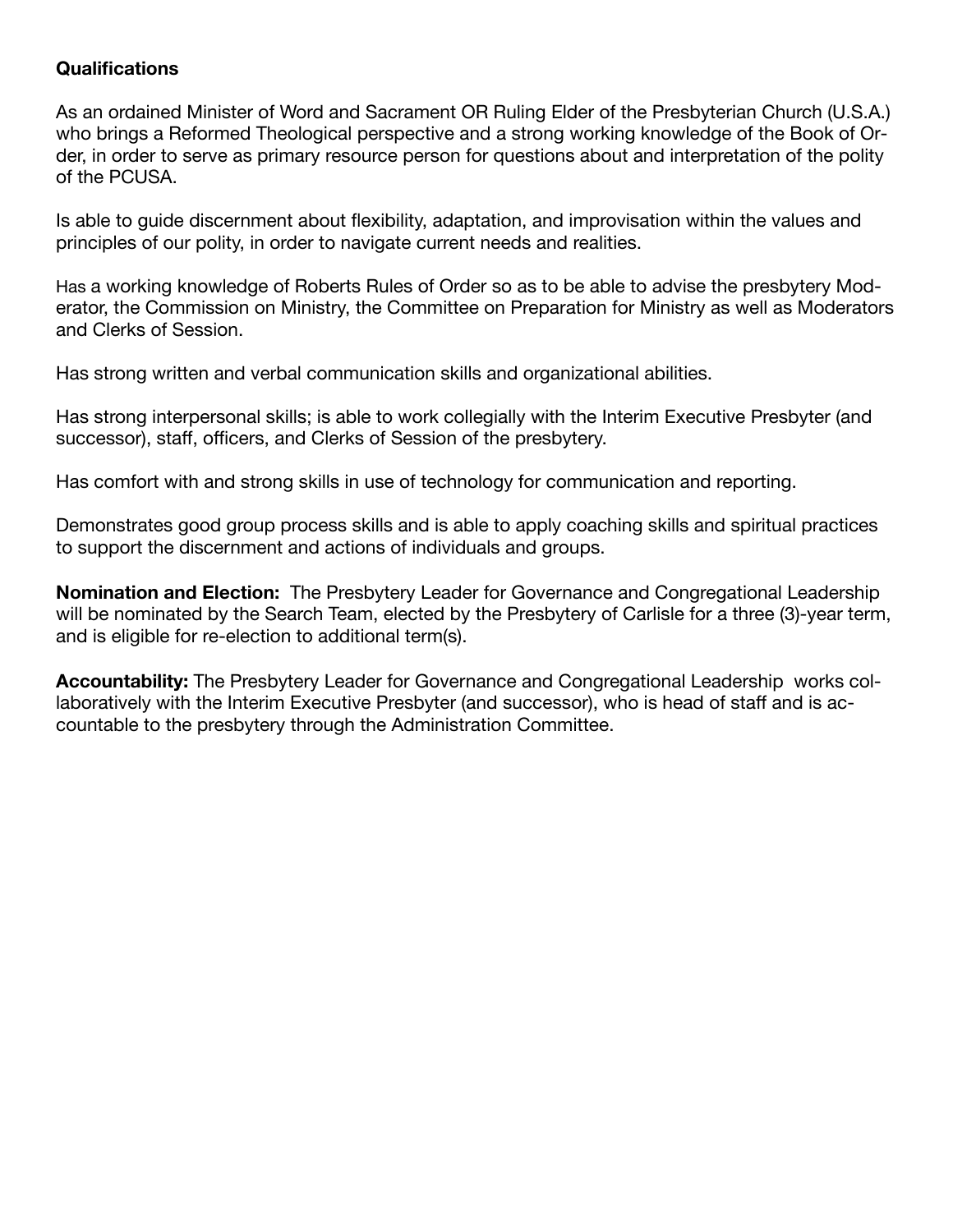**Qualifications**

As an ordained Minister of Word and Sacrament OR Ruling Elder of the Presbyterian Church (U.S.A.) who brings a Reformed Theological perspective and a strong working knowledge of the Book of Order, in order to serve as primary resource person for questions about and interpretation of the polity of the PCUSA.

Is able to guide discernment about flexibility, adaptation, and improvisation within the values and principles of our polity, in order to navigate current needs and realities.

Has a working knowledge of Roberts Rules of Order so as to be able to advise the presbytery Moderator, the Commission on Ministry, the Committee on Preparation for Ministry as well as Moderators and Clerks of Session.

Has strong written and verbal communication skills and organizational abilities.

Has strong interpersonal skills; is able to work collegially with the Interim Executive Presbyter (and successor), staff, officers, and Clerks of Session of the presbytery.

Has comfort with and strong skills in use of technology for communication and reporting.

Demonstrates good group process skills and is able to apply coaching skills and spiritual practices to support the discernment and actions of individuals and groups.

**Nomination and Election:** The Presbytery Leader for Governance and Congregational Leadership will be nominated by the Search Team, elected by the Presbytery of Carlisle for a three (3)-year term, and is eligible for re-election to additional term(s).

**Accountability:** The Presbytery Leader for Governance and Congregational Leadership works collaboratively with the Interim Executive Presbyter (and successor), who is head of staff and is accountable to the presbytery through the Administration Committee.